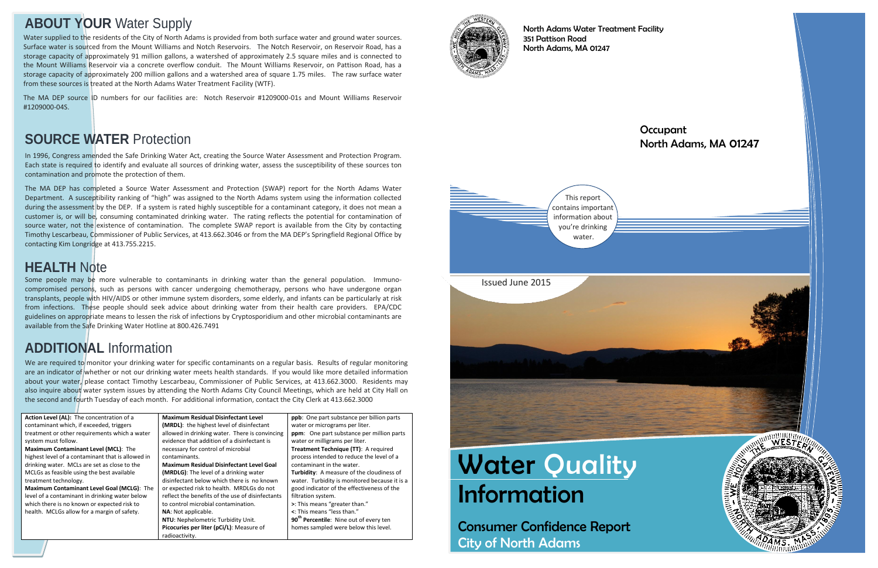## ABOUT YOUR Water Supply

Water supplied to the residents of the City of North Adams is provided from both surface water and ground water sources. Surface water is sourced from the Mount Williams and Notch Reservoirs. The Notch Reservoir, on Reservoir Road, has a storage capacity of approximately 91 million gallons, a watershed of approximately 2.5 square miles and is connected to the Mount Williams Reservoir via a concrete overflow conduit. The Mount Williams Reservoir, on Pattison Road, has a storage capacity of approximately 200 million gallons and a watershed area of square 1.75 miles. The raw surface water from these sources is treated at the North Adams Water Treatment Facility (WTF).

The MA DEP source ID numbers for our facilities are: Notch Reservoir #1209000-01s and Mount Williams Reservoir #1209000-04S.

## SOURCE WATER Protection

In 1996, Congress amended the Safe Drinking Water Act, creating the Source Water Assessment and Protection Program. Each state is required to identify and evaluate all sources of drinking water, assess the susceptibility of these sources ton contamination and promote the protection of them.

The MA DEP has completed a Source Water Assessment and Protection (SWAP) report for the North Adams Water Department. A susceptibility ranking of "high" was assigned to the North Adams system using the information collected during the assessment by the DEP. If a system is rated highly susceptible for a contaminant category, it does not mean a customer is, or will be, consuming contaminated drinking water. The rating reflects the potential for contamination of source water, not the existence of contamination. The complete SWAP report is available from the City by contacting Timothy Lescarbeau, Commissioner of Public Services, at 413.662.3046 or from the MA DEP's Springfield Regional Office by contacting Kim Longridge at 413.755.2215.

## HEALTH Note

Some people may be more vulnerable to contaminants in drinking water than the general population. Immuno-compromised persons, such as persons with cancer undergoing chemotherapy, persons who have undergone organ transplants, people with HIV/AIDS or other immune system disorders, some elderly, and infants can be particularly at risk from infections. These people should seek advice about drinking water from their health care providers. EPA/CDC guidelines on appropriate means to lessen the risk of infections by Cryptosporidium and other microbial contaminants are available from the Safe Drinking Water Hotline at 800.426.7491

## ADDITIONAL Information

We are required to monitor your drinking water for specific contaminants on a regular basis. Results of regular monitoring are an indicator of whether or not our drinking water meets health standards. If you would like more detailed information about your water, please contact Timothy Lescarbeau, Commissioner of Public Services, at 413.662.3000. Residents may also inquire about water system issues by attending the North Adams City Council Meetings, which are held at City Hall on the second and fourth Tuesday of each month. For additional information, contact the City Clerk at 413.662.3000

**Action Level (AL):** The concentration of a contaminant which, if exceeded, triggers treatment or other requirements which a water system must follow.

**Maximum Contaminant Level (MCL):** The highest level of a contaminant that is allowed in drinking water. MCLs are set as close to the MCLGs as feasible using the best available treatment technology.

**Maximum Contaminant Level Goal (MCLG):** The level of a contaminant in drinking water below which there is no known or expected risk to health. MCLGs allow for a margin of safety.

**Maximum Residual Disinfectant Level (MRDL):** the highest level of disinfectant allowed in drinking water. There is convincing evidence that addition of a disinfectant is necessary for control of microbial contaminants.

**Maximum Residual Disinfectant Level Goal (MRDLG):** The level of a drinking water disinfectant below which there is no known or expected risk to health. MRDLGs do not reflect the benefits of the use of disinfectants to control microbial contamination.

**NA:** Not applicable.

**NTU:** Nephelometric Turbidity Unit.

**Picocuries per liter (pCi/L):** Measure of radioactivity.

**ppb:** One part substance per billion parts water or micrograms per liter.

**ppm:** One part substance per million parts water or milligrams per liter.

**Treatment Technique (TT):** A required process intended to reduce the level of a contaminant in the water.

**Turbidity:** A measure of the cloudiness of water. Turbidity is monitored because it is a good indicator of the effectiveness of the filtration system.

**>:** This means "greater than."

**<:** This means "less than."

**90th Percentile:** Nine out of every ten homes sampled were below this level.

North Adams Water Treatment Facility
351 Pattison Road
North Adams, MA 01247

Occupant
North Adams, MA 01247

This report contains important information about you're drinking water.

Issued June 2015

# Water Quality Information

## Consumer Confidence Report
City of North Adams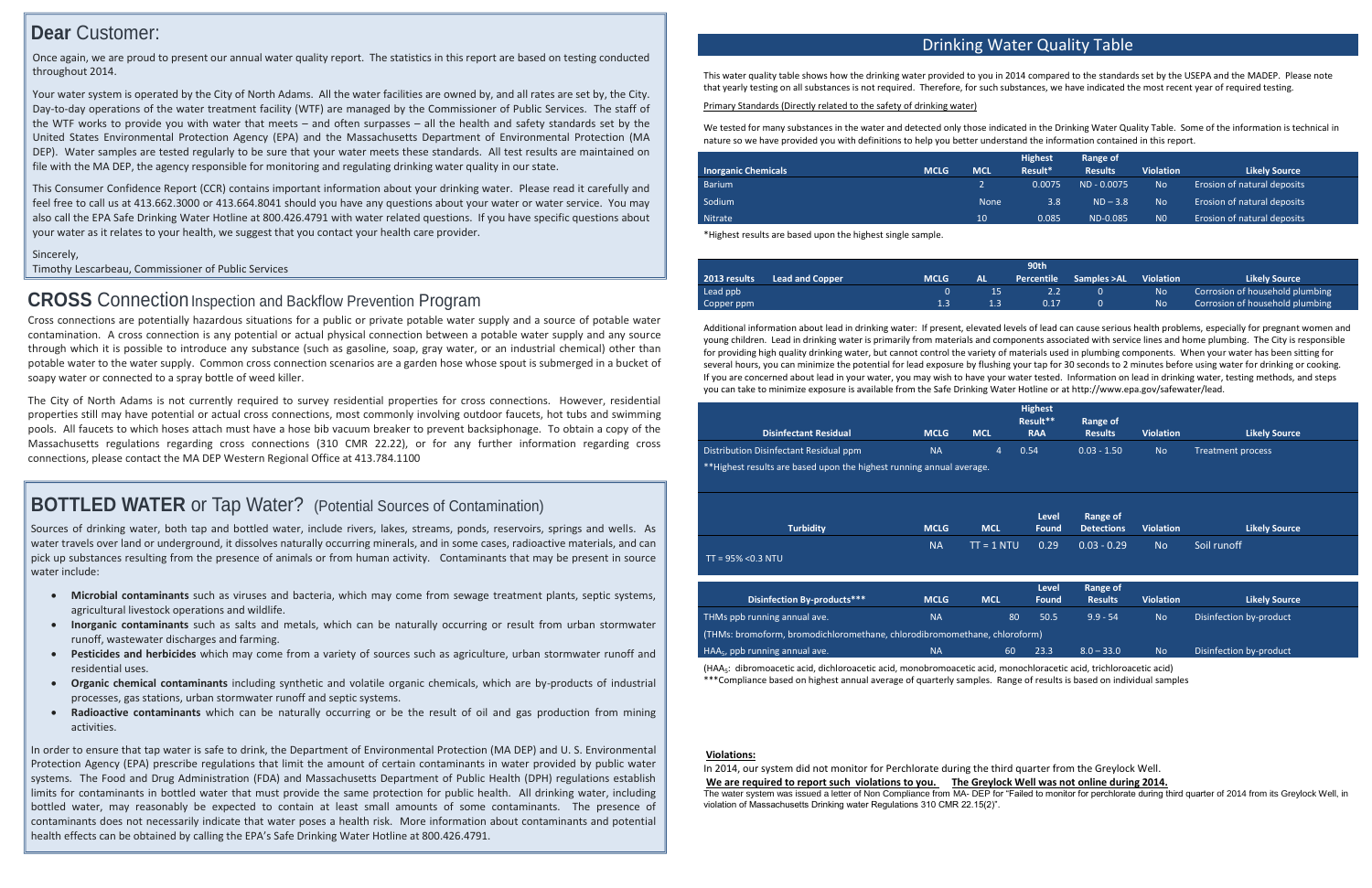# **Dear** Customer:

Once again, we are proud to present our annual water quality report. The statistics in this report are based on testing conducted throughout 2014.

Your water system is operated by the City of North Adams. All the water facilities are owned by, and all rates are set by, the City. Day-to-day operations of the water treatment facility (WTF) are managed by the Commissioner of Public Services. The staff of the WTF works to provide you with water that meets – and often surpasses – all the health and safety standards set by the United States Environmental Protection Agency (EPA) and the Massachusetts Department of Environmental Protection (MA DEP). Water samples are tested regularly to be sure that your water meets these standards. All test results are maintained on file with the MA DEP, the agency responsible for monitoring and regulating drinking water quality in our state.

This Consumer Confidence Report (CCR) contains important information about your drinking water. Please read it carefully and feel free to call us at 413.662.3000 or 413.664.8041 should you have any questions about your water or water service. You may also call the EPA Safe Drinking Water Hotline at 800.426.4791 with water related questions. If you have specific questions about your water as it relates to your health, we suggest that you contact your health care provider.

Sincerely,
Timothy Lescarbeau, Commissioner of Public Services

# **CROSS** Connection Inspection and Backflow Prevention Program

Cross connections are potentially hazardous situations for a public or private potable water supply and a source of potable water contamination. A cross connection is any potential or actual physical connection between a potable water supply and any source through which it is possible to introduce any substance (such as gasoline, soap, gray water, or an industrial chemical) other than potable water to the water supply. Common cross connection scenarios are a garden hose whose spout is submerged in a bucket of soapy water or connected to a spray bottle of weed killer.

The City of North Adams is not currently required to survey residential properties for cross connections. However, residential properties still may have potential or actual cross connections, most commonly involving outdoor faucets, hot tubs and swimming pools. All faucets to which hoses attach must have a hose bib vacuum breaker to prevent backsiphonage. To obtain a copy of the Massachusetts regulations regarding cross connections (310 CMR 22.22), or for any further information regarding cross connections, please contact the MA DEP Western Regional Office at 413.784.1100

# **BOTTLED WATER** or Tap Water? (Potential Sources of Contamination)

Sources of drinking water, both tap and bottled water, include rivers, lakes, streams, ponds, reservoirs, springs and wells. As water travels over land or underground, it dissolves naturally occurring minerals, and in some cases, radioactive materials, and can pick up substances resulting from the presence of animals or from human activity. Contaminants that may be present in source water include:

- **Microbial contaminants** such as viruses and bacteria, which may come from sewage treatment plants, septic systems, agricultural livestock operations and wildlife.
- **Inorganic contaminants** such as salts and metals, which can be naturally occurring or result from urban stormwater runoff, wastewater discharges and farming.
- **Pesticides and herbicides** which may come from a variety of sources such as agriculture, urban stormwater runoff and residential uses.
- **Organic chemical contaminants** including synthetic and volatile organic chemicals, which are by-products of industrial processes, gas stations, urban stormwater runoff and septic systems.
- **Radioactive contaminants** which can be naturally occurring or be the result of oil and gas production from mining activities.

In order to ensure that tap water is safe to drink, the Department of Environmental Protection (MA DEP) and U. S. Environmental Protection Agency (EPA) prescribe regulations that limit the amount of certain contaminants in water provided by public water systems. The Food and Drug Administration (FDA) and Massachusetts Department of Public Health (DPH) regulations establish limits for contaminants in bottled water that must provide the same protection for public health. All drinking water, including bottled water, may reasonably be expected to contain at least small amounts of some contaminants. The presence of contaminants does not necessarily indicate that water poses a health risk. More information about contaminants and potential health effects can be obtained by calling the EPA's Safe Drinking Water Hotline at 800.426.4791.

# Drinking Water Quality Table

This water quality table shows how the drinking water provided to you in 2014 compared to the standards set by the USEPA and the MADEP. Please note that yearly testing on all substances is not required. Therefore, for such substances, we have indicated the most recent year of required testing.

Primary Standards (Directly related to the safety of drinking water)

We tested for many substances in the water and detected only those indicated in the Drinking Water Quality Table. Some of the information is technical in nature so we have provided you with definitions to help you better understand the information contained in this report.

| Inorganic Chemicals | MCLG | MCL | Highest Result* | Range of Results | Violation | Likely Source |
|---|---|---|---|---|---|---|
| Barium | | 2 | 0.0075 | ND - 0.0075 | No | Erosion of natural deposits |
| Sodium | | None | 3.8 | ND – 3.8 | No | Erosion of natural deposits |
| Nitrate | | 10 | 0.085 | ND-0.085 | N0 | Erosion of natural deposits |

*Highest results are based upon the highest single sample.

| 2013 results | Lead and Copper | MCLG | AL | 90th Percentile | Samples >AL | Violation | Likely Source |
|---|---|---|---|---|---|---|---|
| Lead ppb | | 0 | 15 | 2.2 | 0 | No | Corrosion of household plumbing |
| Copper ppm | | 1.3 | 1.3 | 0.17 | 0 | No | Corrosion of household plumbing |

Additional information about lead in drinking water: If present, elevated levels of lead can cause serious health problems, especially for pregnant women and young children. Lead in drinking water is primarily from materials and components associated with service lines and home plumbing. The City is responsible for providing high quality drinking water, but cannot control the variety of materials used in plumbing components. When your water has been sitting for several hours, you can minimize the potential for lead exposure by flushing your tap for 30 seconds to 2 minutes before using water for drinking or cooking. If you are concerned about lead in your water, you may wish to have your water tested. Information on lead in drinking water, testing methods, and steps you can take to minimize exposure is available from the Safe Drinking Water Hotline or at http://www.epa.gov/safewater/lead.

| Disinfectant Residual | MCLG | MCL | Highest Result** RAA | Range of Results | Violation | Likely Source |
|---|---|---|---|---|---|---|
| Distribution Disinfectant Residual ppm | NA | 4 | 0.54 | 0.03 - 1.50 | No | Treatment process |

**Highest results are based upon the highest running annual average.

| Turbidity | MCLG | MCL | Level Found | Range of Detections | Violation | Likely Source |
|---|---|---|---|---|---|---|
| TT = 95% <0.3 NTU | NA | TT = 1 NTU | 0.29 | 0.03 - 0.29 | No | Soil runoff |

| Disinfection By-products*** | MCLG | MCL | Level Found | Range of Results | Violation | Likely Source |
|---|---|---|---|---|---|---|
| THMs ppb running annual ave. | NA | 80 | 50.5 | 9.9 - 54 | No | Disinfection by-product |
| (THMs: bromoform, bromodichloromethane, chlorodibromomethane, chloroform) | | | | | | |
| $HAA_5$, ppb running annual ave. | NA | 60 | 23.3 | 8.0 – 33.0 | No | Disinfection by-product |

($HAA_5$: dibromoacetic acid, dichloroacetic acid, monobromoacetic acid, monochloroacetic acid, trichloroacetic acid)
***Compliance based on highest annual average of quarterly samples. Range of results is based on individual samples

**Violations:**

In 2014, our system did not monitor for Perchlorate during the third quarter from the Greylock Well.

**We are required to report such violations to you. The Greylock Well was not online during 2014.**

The water system was issued a letter of Non Compliance from MA- DEP for "Failed to monitor for perchlorate during third quarter of 2014 from its Greylock Well, in violation of Massachusetts Drinking water Regulations 310 CMR 22.15(2)".